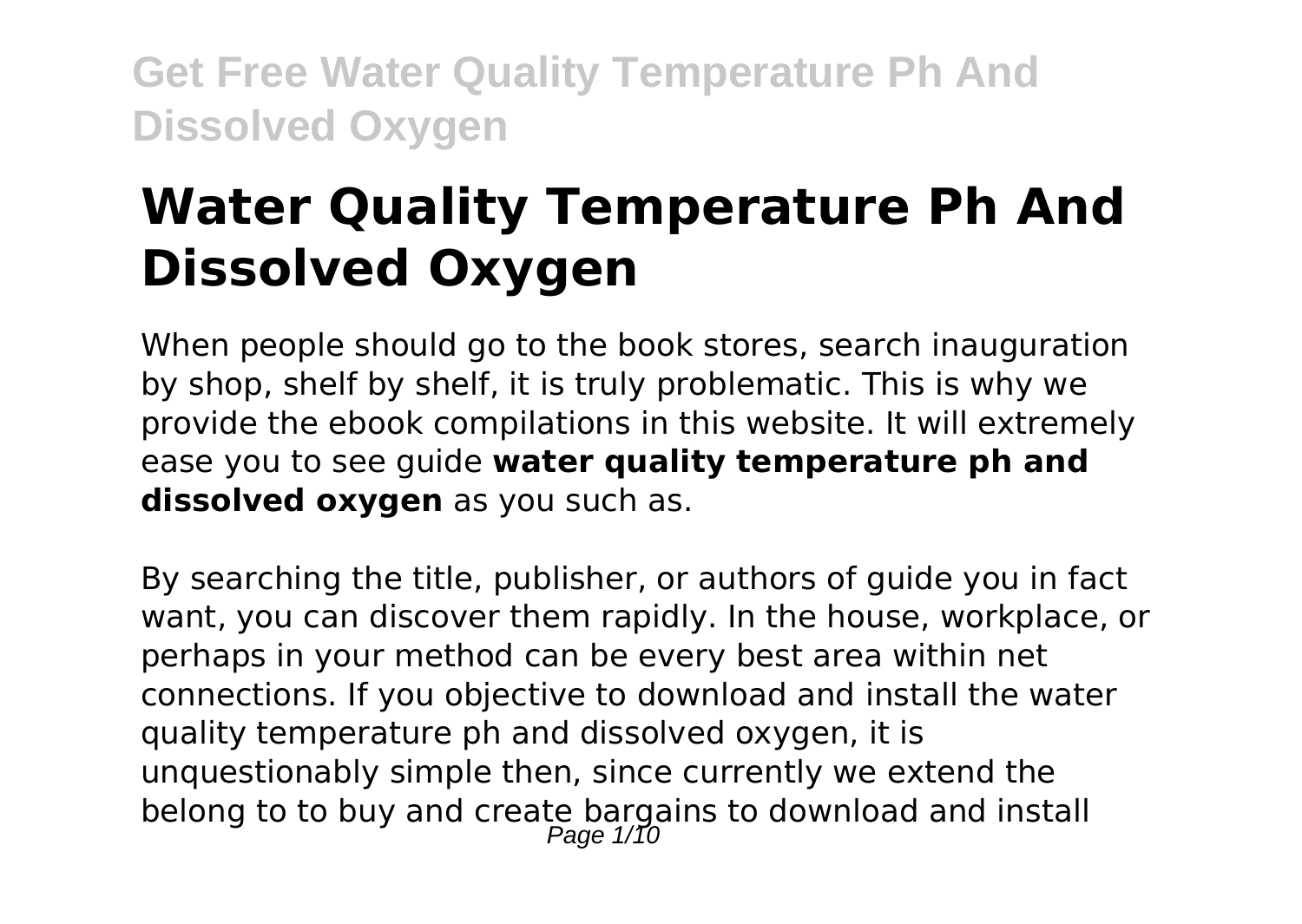# Water Quality Temperature Ph And Dissolved Oxygen

When people should go to the book stores, search inauguration by shop, shelf by shelf, it is truly problematic. This is why we provide the ebook compilations in this website. It will extremely ease you to see guide **water quality temperature ph and dissolved oxygen** as you such as.

By searching the title, publisher, or authors of guide you in fact want, you can discover them rapidly. In the house, workplace, or perhaps in your method can be every best area within net connections. If you objective to download and install the water quality temperature ph and dissolved oxygen, it is unquestionably simple then, since currently we extend the belong to to buy and create bargains to download and install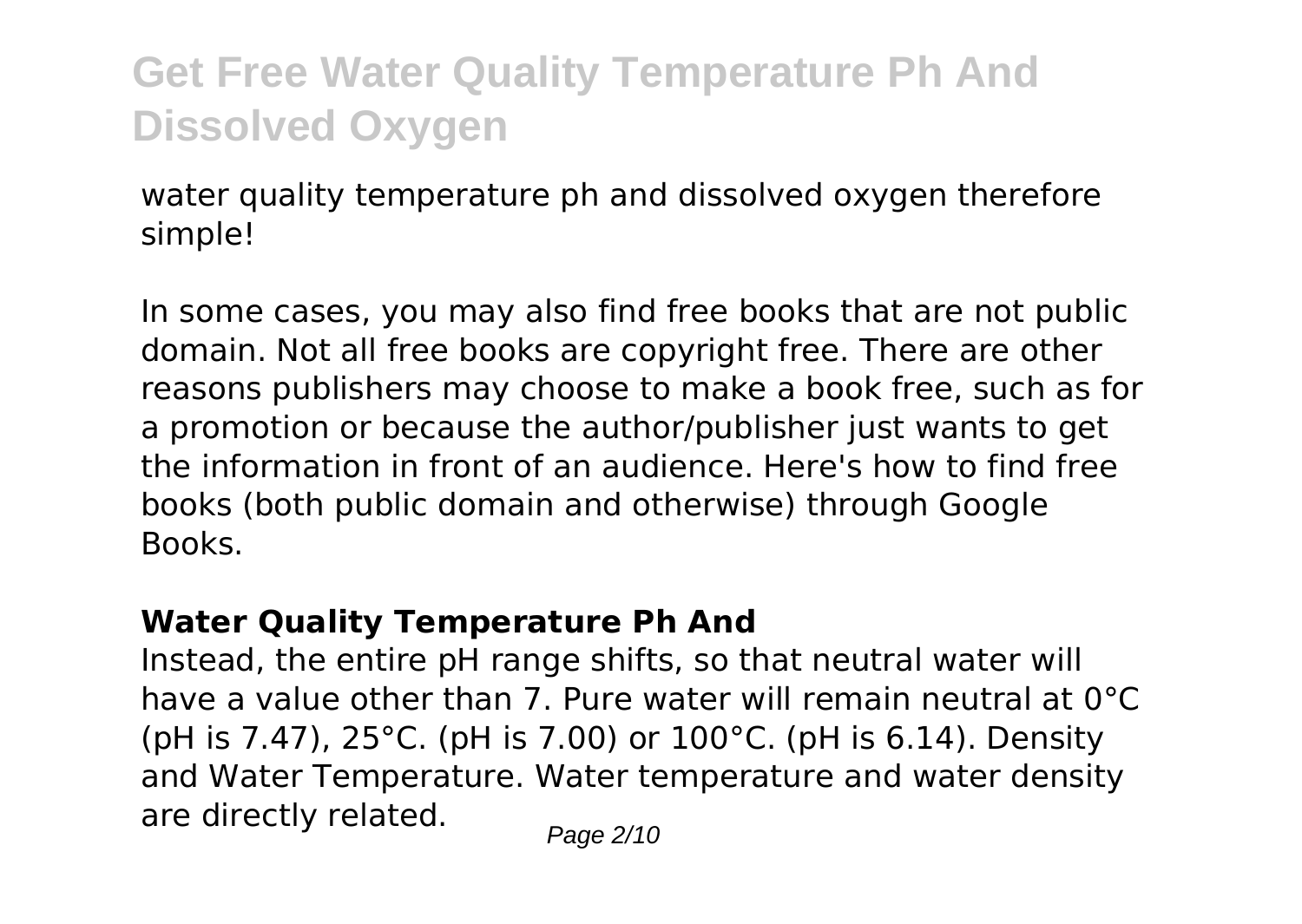water quality temperature ph and dissolved oxygen therefore simple!

In some cases, you may also find free books that are not public domain. Not all free books are copyright free. There are other reasons publishers may choose to make a book free, such as for a promotion or because the author/publisher just wants to get the information in front of an audience. Here's how to find free books (both public domain and otherwise) through Google Books.

**Water Quality Temperature Ph And**

Instead, the entire pH range shifts, so that neutral water will have a value other than 7. Pure water will remain neutral at 0°C (pH is 7.47), 25°C. (pH is 7.00) or 100°C. (pH is 6.14). Density and Water Temperature. Water temperature and water density are directly related.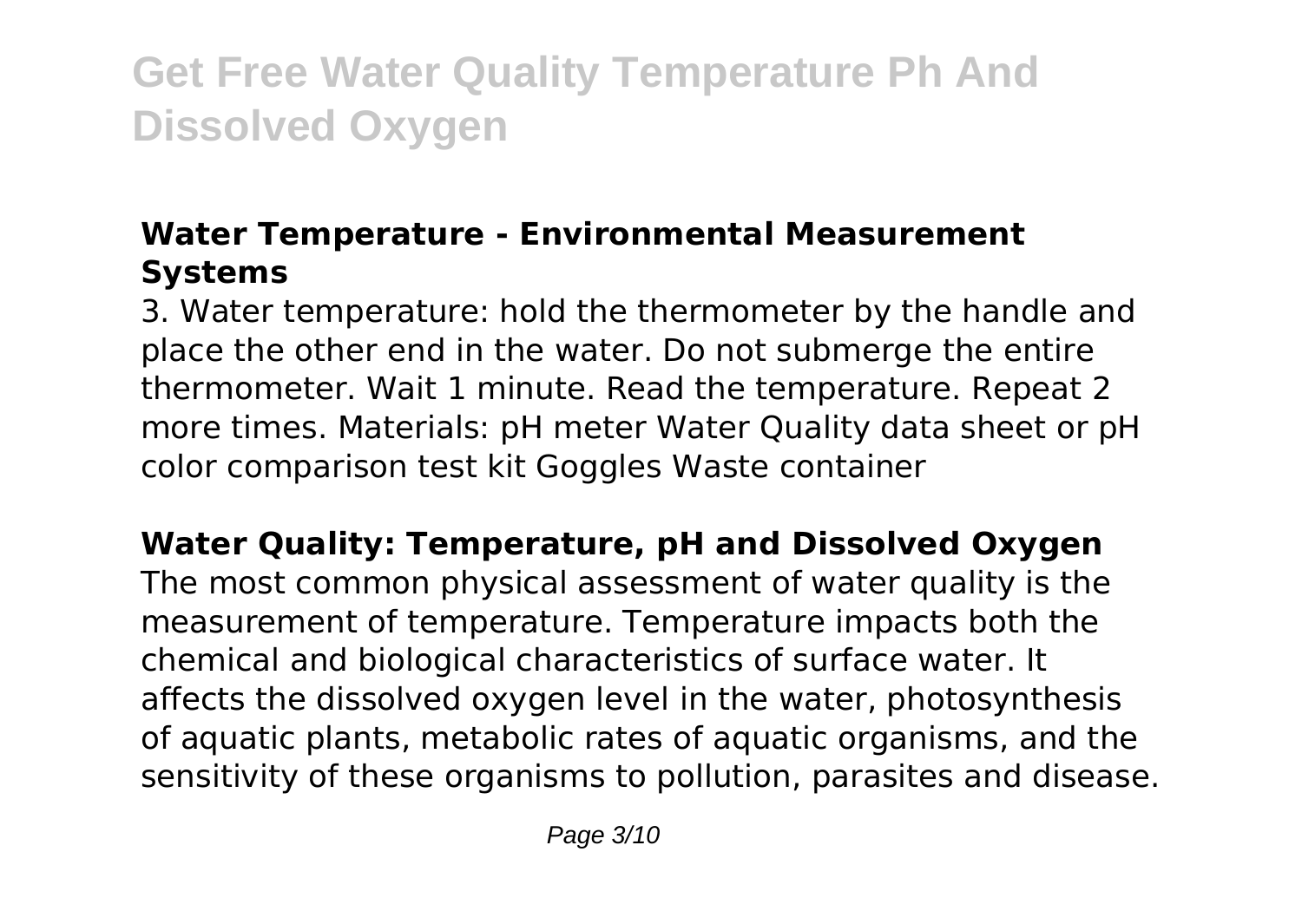## Water Temperature - Environmental Measurement Systems

3. Water temperature: hold the thermometer by the handle and place the other end in the water. Do not submerge the entire thermometer. Wait 1 minute. Read the temperature. Repeat 2 more times. Materials: pH meter Water Quality data sheet or pH color comparison test kit Goggles Waste container

## Water Quality: Temperature, pH and Dissolved Oxygen

The most common physical assessment of water quality is the measurement of temperature. Temperature impacts both the chemical and biological characteristics of surface water. It affects the dissolved oxygen level in the water, photosynthesis of aquatic plants, metabolic rates of aquatic organisms, and the sensitivity of these organisms to pollution, parasites and disease.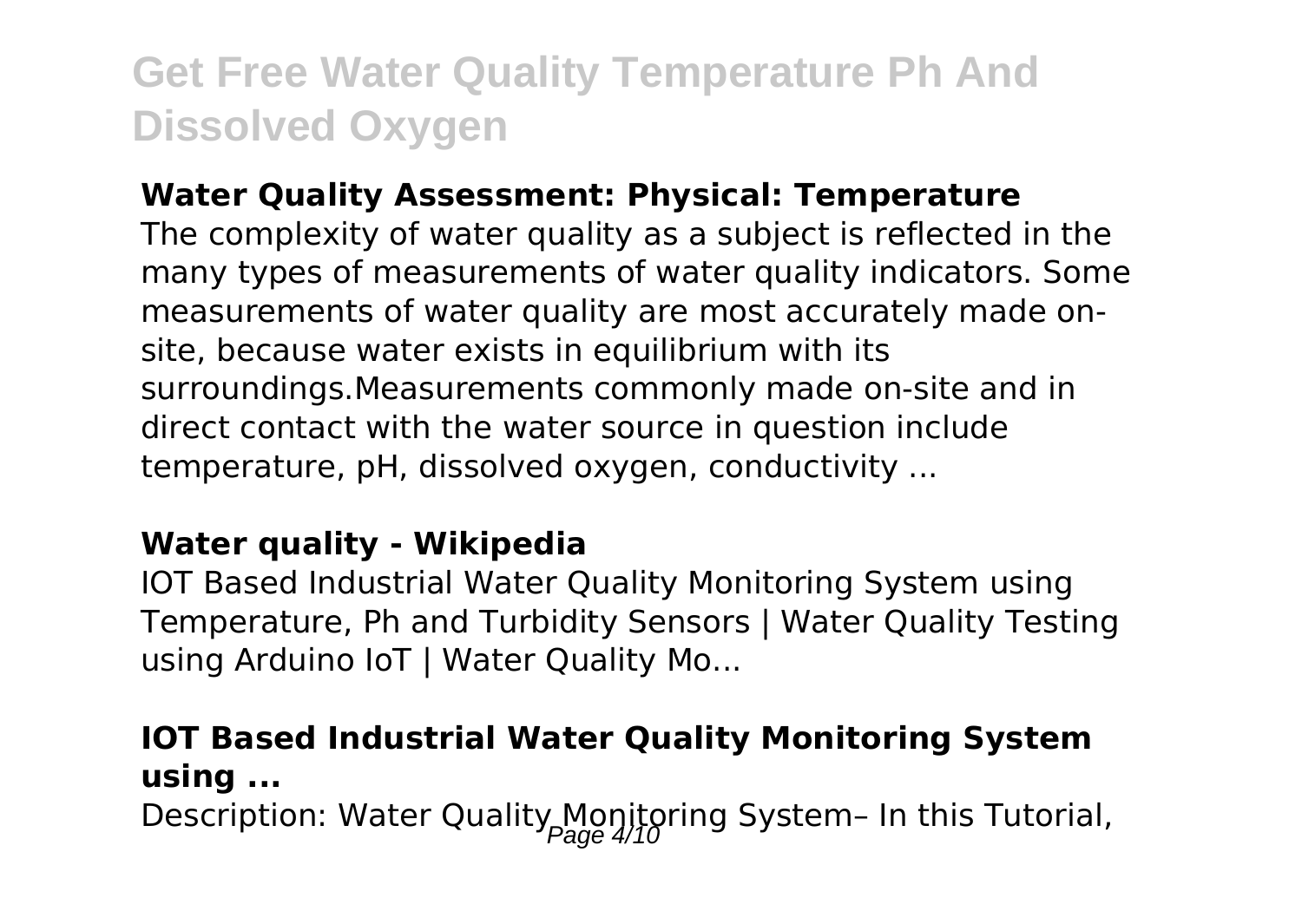**Water Quality Assessment: Physical: Temperature**

The complexity of water quality as a subject is reflected in the many types of measurements of water quality indicators. Some measurements of water quality are most accurately made on-site, because water exists in equilibrium with its surroundings.Measurements commonly made on-site and in direct contact with the water source in question include temperature, pH, dissolved oxygen, conductivity ...

**Water quality - Wikipedia**

IOT Based Industrial Water Quality Monitoring System using Temperature, Ph and Turbidity Sensors | Water Quality Testing using Arduino IoT | Water Quality Mo...

**IOT Based Industrial Water Quality Monitoring System using ...**

Description: Water Quality Monitoring System– In this Tutorial,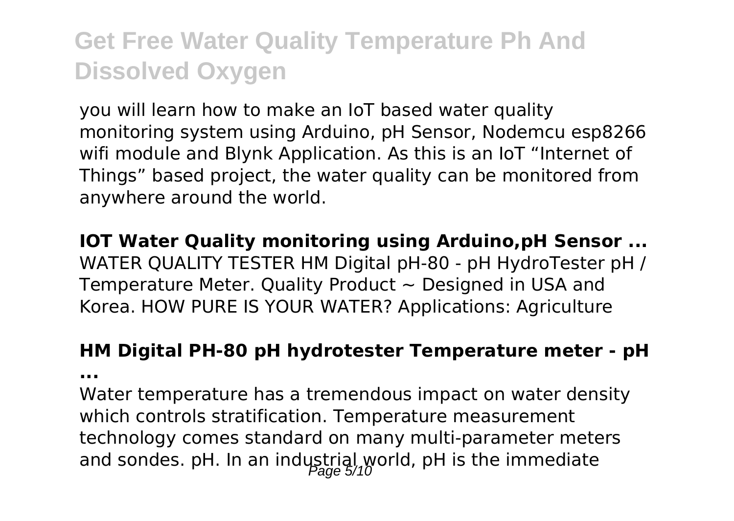you will learn how to make an IoT based water quality monitoring system using Arduino, pH Sensor, Nodemcu esp8266 wifi module and Blynk Application. As this is an IoT “Internet of Things” based project, the water quality can be monitored from anywhere around the world.

**IOT Water Quality monitoring using Arduino,pH Sensor ...**

WATER QUALITY TESTER HM Digital pH-80 - pH HydroTester pH / Temperature Meter. Quality Product ~ Designed in USA and Korea. HOW PURE IS YOUR WATER? Applications: Agriculture

**HM Digital PH-80 pH hydrotester Temperature meter - pH ...**

Water temperature has a tremendous impact on water density which controls stratification. Temperature measurement technology comes standard on many multi-parameter meters and sondes. pH. In an industrial world, pH is the immediate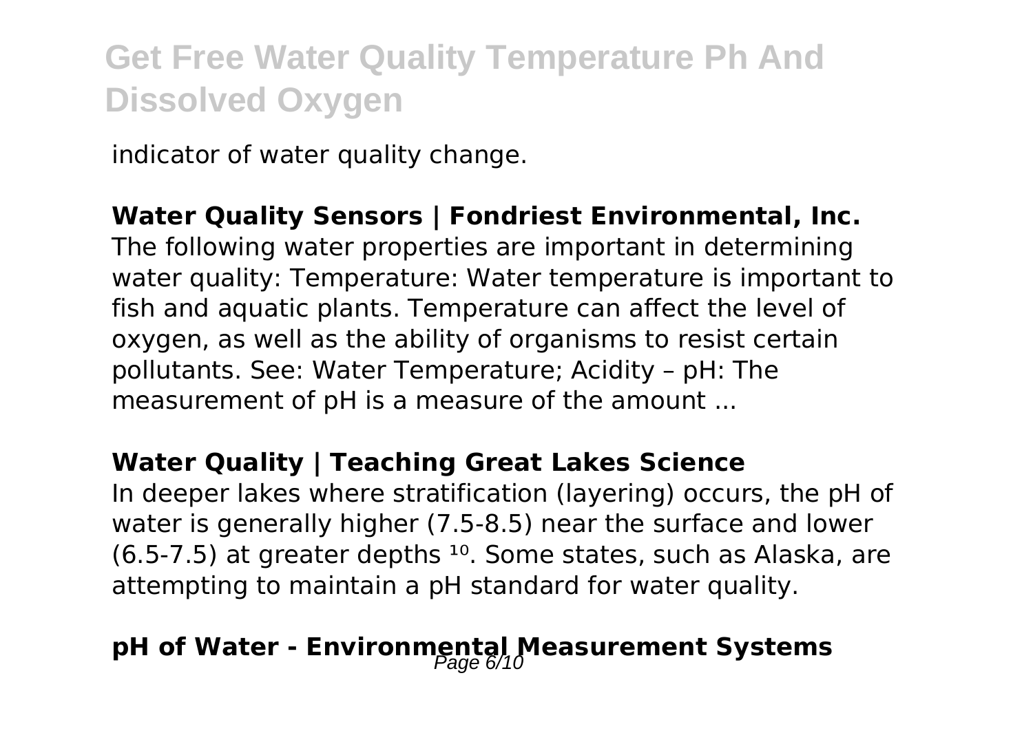indicator of water quality change.

**Water Quality Sensors | Fondriest Environmental, Inc.**

The following water properties are important in determining water quality: Temperature: Water temperature is important to fish and aquatic plants. Temperature can affect the level of oxygen, as well as the ability of organisms to resist certain pollutants. See: Water Temperature; Acidity – pH: The measurement of pH is a measure of the amount ...

**Water Quality | Teaching Great Lakes Science**

In deeper lakes where stratification (layering) occurs, the pH of water is generally higher (7.5-8.5) near the surface and lower (6.5-7.5) at greater depths [10]. Some states, such as Alaska, are attempting to maintain a pH standard for water quality.

**pH of Water - Environmental Measurement Systems**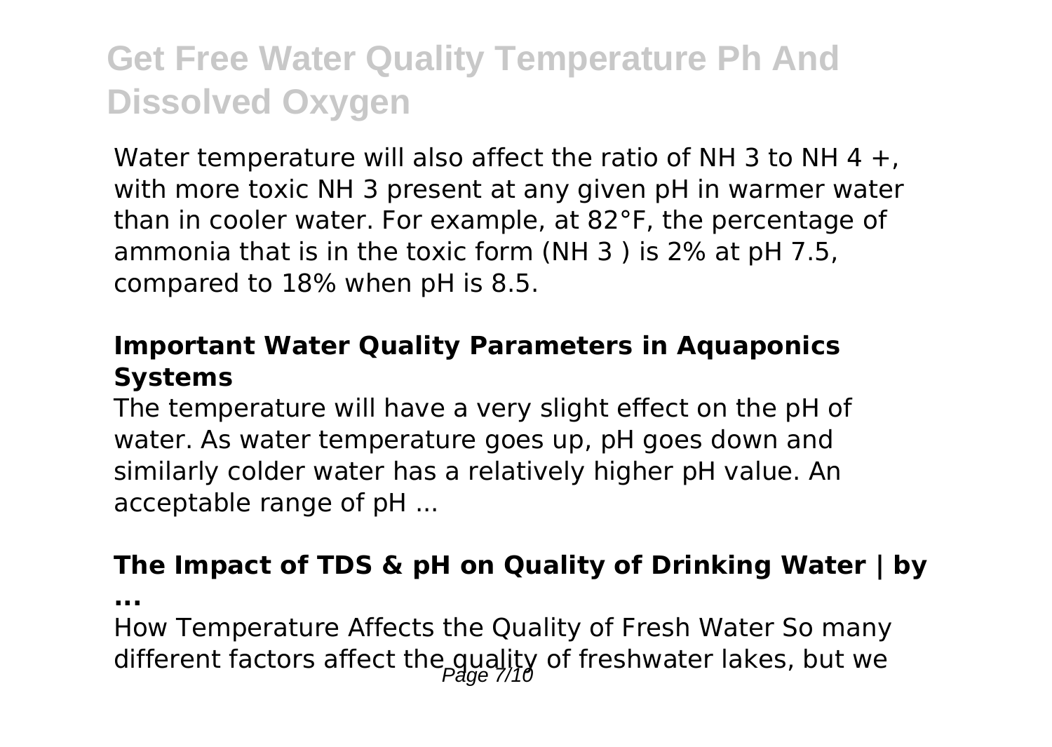Water temperature will also affect the ratio of $NH_3$ to $NH_4^+$, with more toxic $NH_3$ present at any given pH in warmer water than in cooler water. For example, at 82°F, the percentage of ammonia that is in the toxic form ($NH_3$) is 2% at pH 7.5, compared to 18% when pH is 8.5.

### Important Water Quality Parameters in Aquaponics Systems

The temperature will have a very slight effect on the pH of water. As water temperature goes up, pH goes down and similarly colder water has a relatively higher pH value. An acceptable range of pH ...

### The Impact of TDS & pH on Quality of Drinking Water | by ...

How Temperature Affects the Quality of Fresh Water So many different factors affect the quality of freshwater lakes, but we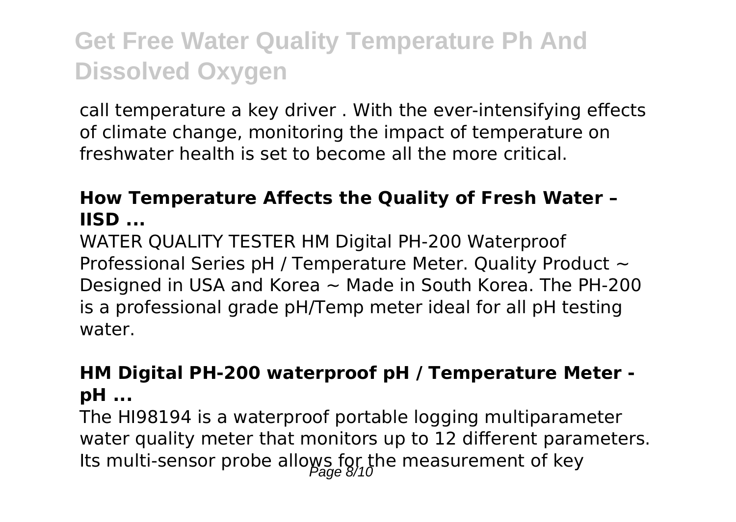call temperature a key driver . With the ever-intensifying effects of climate change, monitoring the impact of temperature on freshwater health is set to become all the more critical.

### How Temperature Affects the Quality of Fresh Water – IISD ...

WATER QUALITY TESTER HM Digital PH-200 Waterproof Professional Series pH / Temperature Meter. Quality Product ~ Designed in USA and Korea ~ Made in South Korea. The PH-200 is a professional grade pH/Temp meter ideal for all pH testing water.

### HM Digital PH-200 waterproof pH / Temperature Meter - pH ...

The HI98194 is a waterproof portable logging multiparameter water quality meter that monitors up to 12 different parameters. Its multi-sensor probe allows for the measurement of key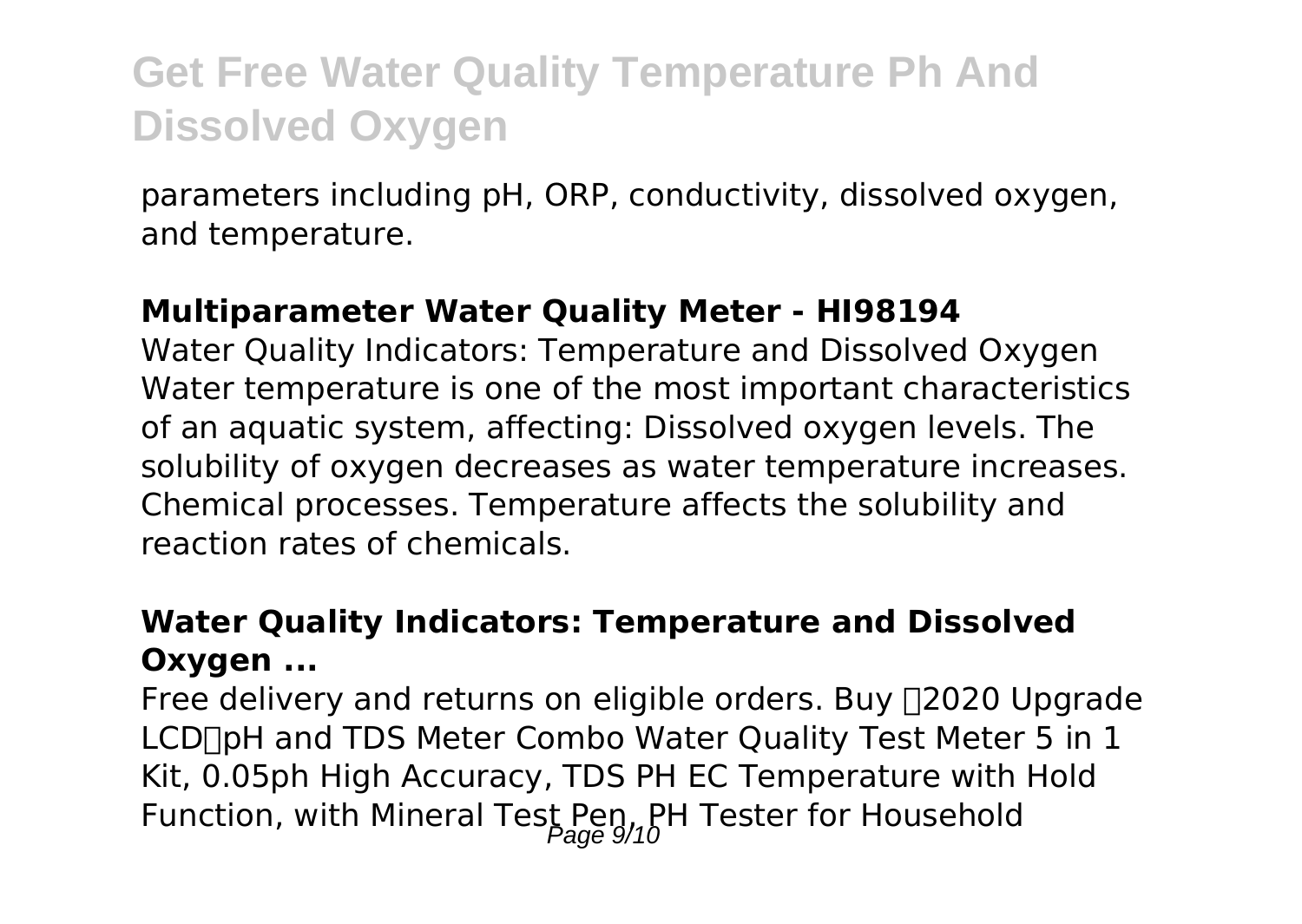parameters including pH, ORP, conductivity, dissolved oxygen, and temperature.

**Multiparameter Water Quality Meter - HI98194**

Water Quality Indicators: Temperature and Dissolved Oxygen Water temperature is one of the most important characteristics of an aquatic system, affecting: Dissolved oxygen levels. The solubility of oxygen decreases as water temperature increases. Chemical processes. Temperature affects the solubility and reaction rates of chemicals.

**Water Quality Indicators: Temperature and Dissolved Oxygen ...**

Free delivery and returns on eligible orders. Buy 【2020 Upgrade LCD】pH and TDS Meter Combo Water Quality Test Meter 5 in 1 Kit, 0.05ph High Accuracy, TDS PH EC Temperature with Hold Function, with Mineral Test Pen, PH Tester for Household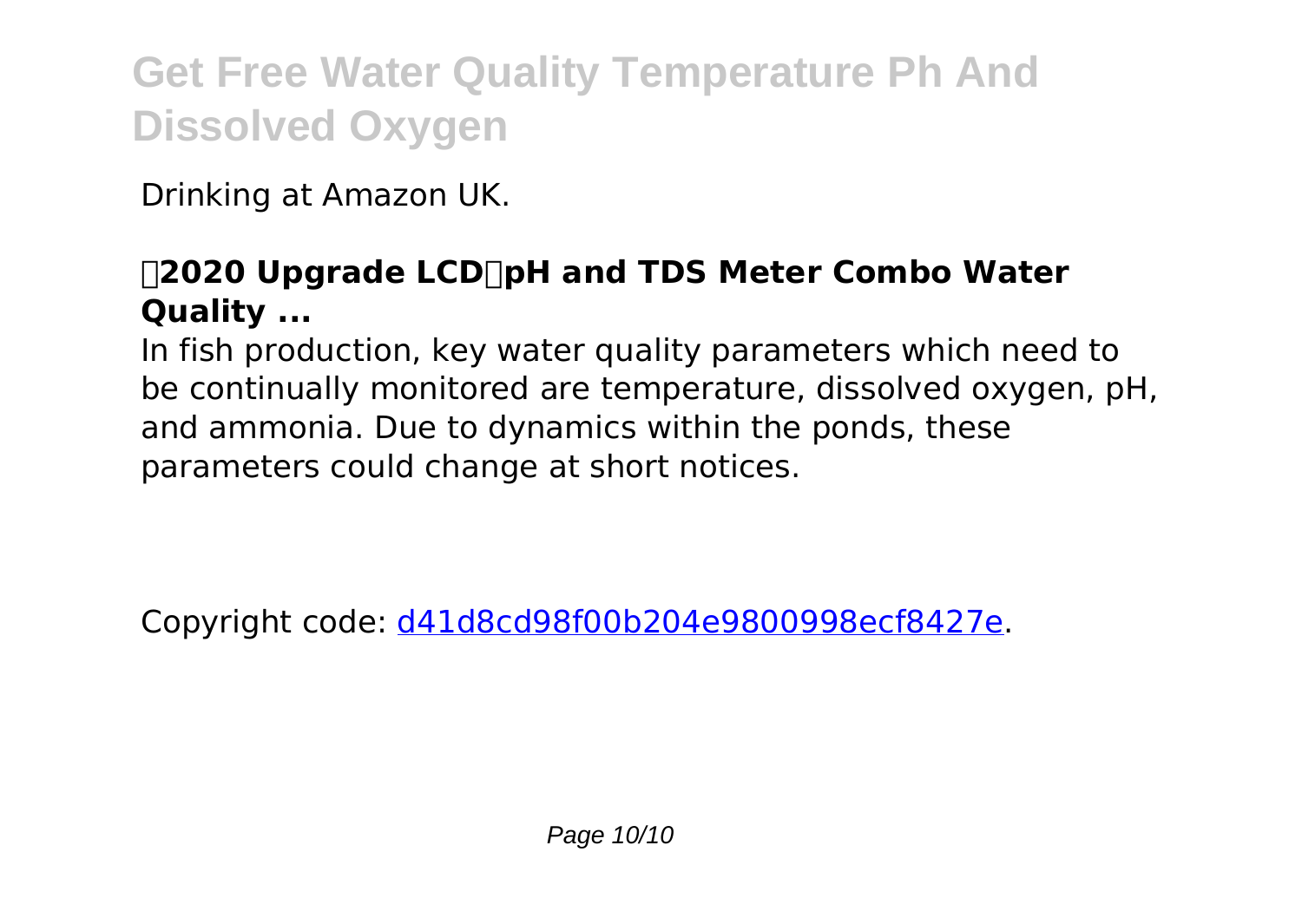Drinking at Amazon UK.

### 【2020 Upgrade LCD】pH and TDS Meter Combo Water Quality ...

In fish production, key water quality parameters which need to be continually monitored are temperature, dissolved oxygen, pH, and ammonia. Due to dynamics within the ponds, these parameters could change at short notices.

Copyright code: d41d8cd98f00b204e9800998ecf8427e.